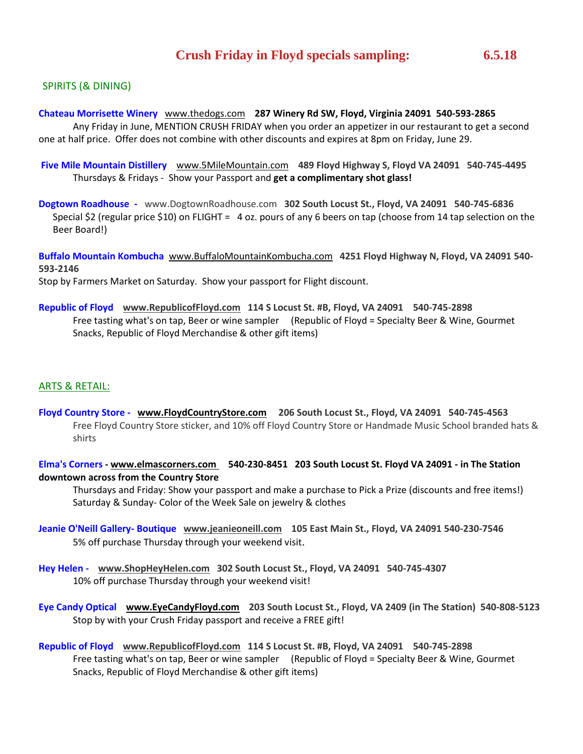# Crush Friday in Floyd specials sampling: 6.5.18

## SPIRITS (& DINING)

**Chateau Morrisette Winery** www.thedogs.com **287 Winery Rd SW, Floyd, Virginia 24091 540-593-2865**
Any Friday in June, MENTION CRUSH FRIDAY when you order an appetizer in our restaurant to get a second one at half price. Offer does not combine with other discounts and expires at 8pm on Friday, June 29.

**Five Mile Mountain Distillery** www.5MileMountain.com **489 Floyd Highway S, Floyd VA 24091 540-745-4495**
Thursdays & Fridays - Show your Passport and **get a complimentary shot glass!**

**Dogtown Roadhouse -** www.DogtownRoadhouse.com **302 South Locust St., Floyd, VA 24091 540-745-6836**
Special $2 (regular price $10) on FLIGHT = 4 oz. pours of any 6 beers on tap (choose from 14 tap selection on the Beer Board!)

**Buffalo Mountain Kombucha** www.BuffaloMountainKombucha.com **4251 Floyd Highway N, Floyd, VA 24091 540-593-2146**
Stop by Farmers Market on Saturday. Show your passport for Flight discount.

**Republic of Floyd** **www.RepublicofFloyd.com** **114 S Locust St. #B, Floyd, VA 24091 540-745-2898**
Free tasting what's on tap, Beer or wine sampler (Republic of Floyd = Specialty Beer & Wine, Gourmet Snacks, Republic of Floyd Merchandise & other gift items)

## ARTS & RETAIL:

**Floyd Country Store -** **www.FloydCountryStore.com** **206 South Locust St., Floyd, VA 24091 540-745-4563**
Free Floyd Country Store sticker, and 10% off Floyd Country Store or Handmade Music School branded hats & shirts

**Elma's Corners - www.elmascorners.com 540-230-8451 203 South Locust St. Floyd VA 24091 - in The Station downtown across from the Country Store**
Thursdays and Friday: Show your passport and make a purchase to Pick a Prize (discounts and free items!)
Saturday & Sunday- Color of the Week Sale on jewelry & clothes

**Jeanie O'Neill Gallery- Boutique** **www.jeanieoneill.com** **105 East Main St., Floyd, VA 24091 540-230-7546**
5% off purchase Thursday through your weekend visit.

**Hey Helen -** **www.ShopHeyHelen.com** **302 South Locust St., Floyd, VA 24091 540-745-4307**
10% off purchase Thursday through your weekend visit!

**Eye Candy Optical** **www.EyeCandyFloyd.com** **203 South Locust St., Floyd, VA 2409 (in The Station) 540-808-5123**
Stop by with your Crush Friday passport and receive a FREE gift!

**Republic of Floyd** **www.RepublicofFloyd.com** **114 S Locust St. #B, Floyd, VA 24091 540-745-2898**
Free tasting what's on tap, Beer or wine sampler (Republic of Floyd = Specialty Beer & Wine, Gourmet Snacks, Republic of Floyd Merchandise & other gift items)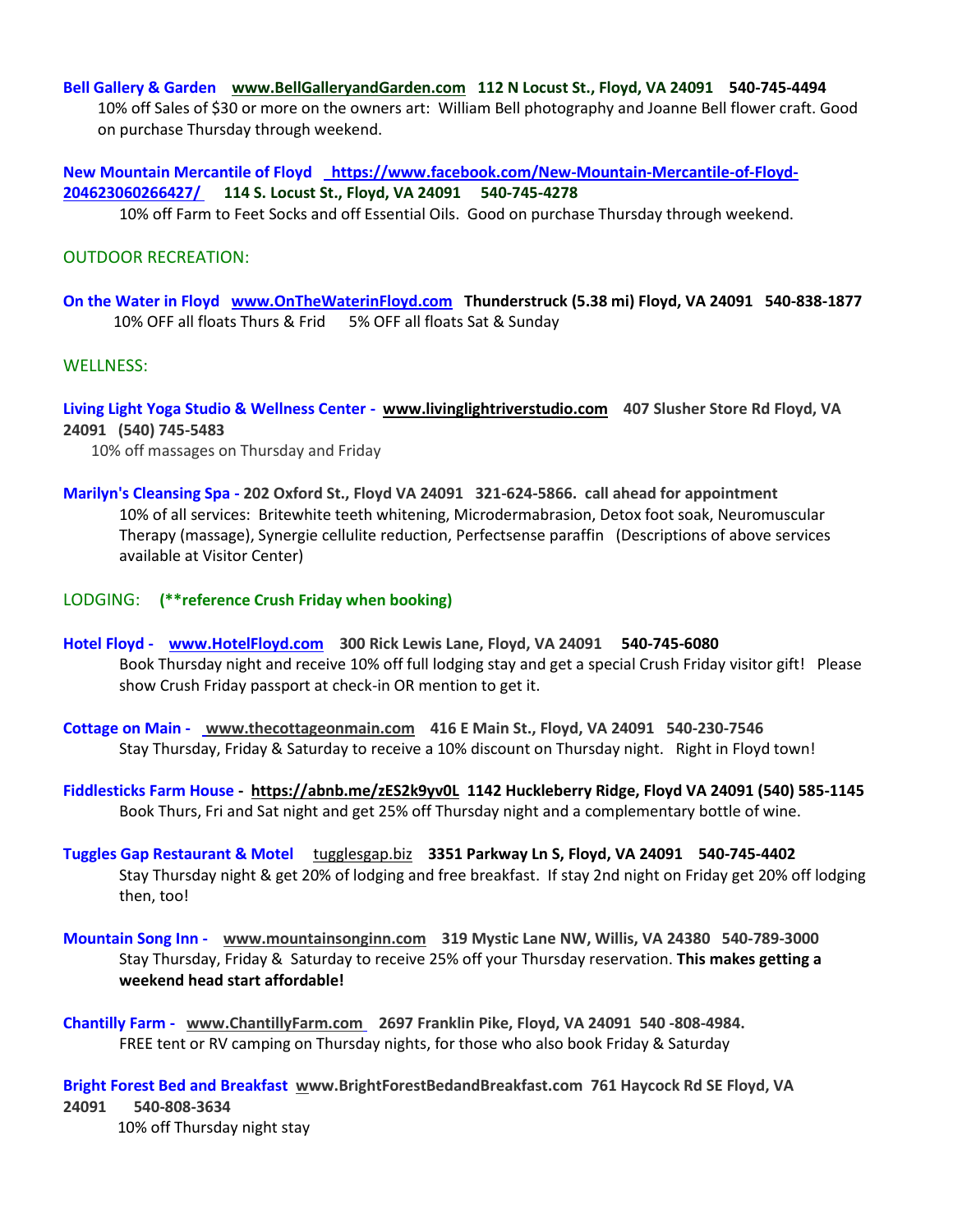**Bell Gallery & Garden** **www.BellGalleryandGarden.com** **112 N Locust St., Floyd, VA 24091** **540-745-4494**

10% off Sales of $30 or more on the owners art: William Bell photography and Joanne Bell flower craft. Good on purchase Thursday through weekend.

**New Mountain Mercantile of Floyd** **https://www.facebook.com/New-Mountain-Mercantile-of-Floyd-204623060266427/** **114 S. Locust St., Floyd, VA 24091** **540-745-4278**

10% off Farm to Feet Socks and off Essential Oils. Good on purchase Thursday through weekend.

## OUTDOOR RECREATION:

**On the Water in Floyd** **www.OnTheWaterinFloyd.com** **Thunderstruck (5.38 mi) Floyd, VA 24091** **540-838-1877**

10% OFF all floats Thurs & Frid 5% OFF all floats Sat & Sunday

## WELLNESS:

**Living Light Yoga Studio & Wellness Center -** **www.livinglightriverstudio.com** **407 Slusher Store Rd Floyd, VA 24091** **(540) 745-5483**

10% off massages on Thursday and Friday

**Marilyn's Cleansing Spa - 202 Oxford St., Floyd VA 24091 321-624-5866. call ahead for appointment**

10% of all services: Britewhite teeth whitening, Microdermabrasion, Detox foot soak, Neuromuscular Therapy (massage), Synergie cellulite reduction, Perfectsense paraffin (Descriptions of above services available at Visitor Center)

## LODGING: **(\*\*reference Crush Friday when booking)**

**Hotel Floyd -** **www.HotelFloyd.com** **300 Rick Lewis Lane, Floyd, VA 24091** **540-745-6080**

Book Thursday night and receive 10% off full lodging stay and get a special Crush Friday visitor gift! Please show Crush Friday passport at check-in OR mention to get it.

**Cottage on Main -** **www.thecottageonmain.com** **416 E Main St., Floyd, VA 24091** **540-230-7546**

Stay Thursday, Friday & Saturday to receive a 10% discount on Thursday night. Right in Floyd town!

**Fiddlesticks Farm House -** **https://abnb.me/zES2k9yv0L** **1142 Huckleberry Ridge, Floyd VA 24091 (540) 585-1145**

Book Thurs, Fri and Sat night and get 25% off Thursday night and a complementary bottle of wine.

**Tuggles Gap Restaurant & Motel** tugglesgap.biz **3351 Parkway Ln S, Floyd, VA 24091** **540-745-4402**

Stay Thursday night & get 20% of lodging and free breakfast. If stay 2nd night on Friday get 20% off lodging then, too!

**Mountain Song Inn -** **www.mountainsonginn.com** **319 Mystic Lane NW, Willis, VA 24380** **540-789-3000**

Stay Thursday, Friday & Saturday to receive 25% off your Thursday reservation. **This makes getting a weekend head start affordable!**

**Chantilly Farm -** **www.ChantillyFarm.com** **2697 Franklin Pike, Floyd, VA 24091** **540 -808-4984.**

FREE tent or RV camping on Thursday nights, for those who also book Friday & Saturday

**Bright Forest Bed and Breakfast** **www.BrightForestBedandBreakfast.com** **761 Haycock Rd SE Floyd, VA 24091** **540-808-3634**

10% off Thursday night stay